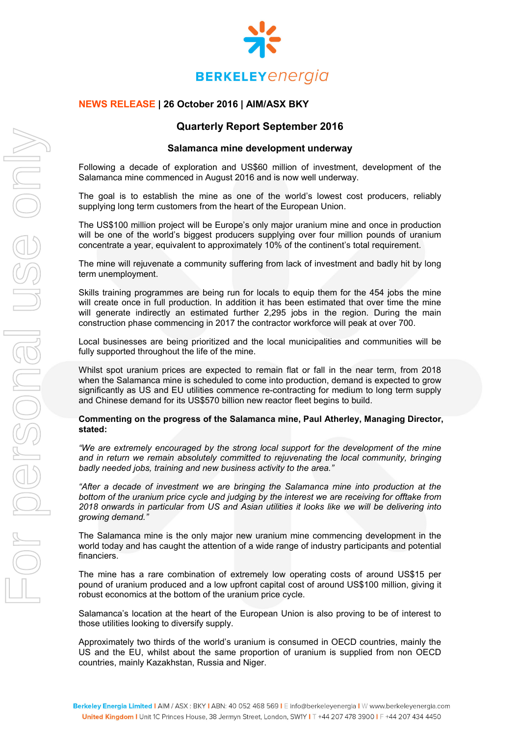**NEWS RELEASE** | **26 October 2016** | **AIM/ASX BKY**

# Quarterly Report September 2016

## Salamanca mine development underway

Following a decade of exploration and US$60 million of investment, development of the Salamanca mine commenced in August 2016 and is now well underway.

The goal is to establish the mine as one of the world's lowest cost producers, reliably supplying long term customers from the heart of the European Union.

The US$100 million project will be Europe's only major uranium mine and once in production will be one of the world's biggest producers supplying over four million pounds of uranium concentrate a year, equivalent to approximately 10% of the continent's total requirement.

The mine will rejuvenate a community suffering from lack of investment and badly hit by long term unemployment.

Skills training programmes are being run for locals to equip them for the 454 jobs the mine will create once in full production. In addition it has been estimated that over time the mine will generate indirectly an estimated further 2,295 jobs in the region. During the main construction phase commencing in 2017 the contractor workforce will peak at over 700.

Local businesses are being prioritized and the local municipalities and communities will be fully supported throughout the life of the mine.

Whilst spot uranium prices are expected to remain flat or fall in the near term, from 2018 when the Salamanca mine is scheduled to come into production, demand is expected to grow significantly as US and EU utilities commence re-contracting for medium to long term supply and Chinese demand for its US$570 billion new reactor fleet begins to build.

**Commenting on the progress of the Salamanca mine, Paul Atherley, Managing Director, stated:**

*"We are extremely encouraged by the strong local support for the development of the mine and in return we remain absolutely committed to rejuvenating the local community, bringing badly needed jobs, training and new business activity to the area."*

*"After a decade of investment we are bringing the Salamanca mine into production at the bottom of the uranium price cycle and judging by the interest we are receiving for offtake from 2018 onwards in particular from US and Asian utilities it looks like we will be delivering into growing demand."*

The Salamanca mine is the only major new uranium mine commencing development in the world today and has caught the attention of a wide range of industry participants and potential financiers.

The mine has a rare combination of extremely low operating costs of around US$15 per pound of uranium produced and a low upfront capital cost of around US$100 million, giving it robust economics at the bottom of the uranium price cycle.

Salamanca's location at the heart of the European Union is also proving to be of interest to those utilities looking to diversify supply.

Approximately two thirds of the world's uranium is consumed in OECD countries, mainly the US and the EU, whilst about the same proportion of uranium is supplied from non OECD countries, mainly Kazakhstan, Russia and Niger.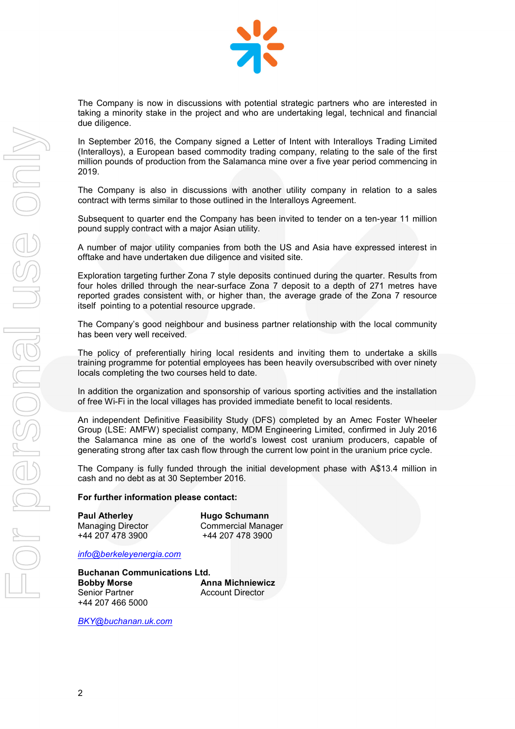The Company is now in discussions with potential strategic partners who are interested in taking a minority stake in the project and who are undertaking legal, technical and financial due diligence.

In September 2016, the Company signed a Letter of Intent with Interalloys Trading Limited (Interalloys), a European based commodity trading company, relating to the sale of the first million pounds of production from the Salamanca mine over a five year period commencing in 2019.

The Company is also in discussions with another utility company in relation to a sales contract with terms similar to those outlined in the Interalloys Agreement.

Subsequent to quarter end the Company has been invited to tender on a ten-year 11 million pound supply contract with a major Asian utility.

A number of major utility companies from both the US and Asia have expressed interest in offtake and have undertaken due diligence and visited site.

Exploration targeting further Zona 7 style deposits continued during the quarter. Results from four holes drilled through the near-surface Zona 7 deposit to a depth of 271 metres have reported grades consistent with, or higher than, the average grade of the Zona 7 resource itself pointing to a potential resource upgrade.

The Company's good neighbour and business partner relationship with the local community has been very well received.

The policy of preferentially hiring local residents and inviting them to undertake a skills training programme for potential employees has been heavily oversubscribed with over ninety locals completing the two courses held to date.

In addition the organization and sponsorship of various sporting activities and the installation of free Wi-Fi in the local villages has provided immediate benefit to local residents.

An independent Definitive Feasibility Study (DFS) completed by an Amec Foster Wheeler Group (LSE: AMFW) specialist company, MDM Engineering Limited, confirmed in July 2016 the Salamanca mine as one of the world's lowest cost uranium producers, capable of generating strong after tax cash flow through the current low point in the uranium price cycle.

The Company is fully funded through the initial development phase with A$13.4 million in cash and no debt as at 30 September 2016.

**For further information please contact:**

**Paul Atherley**
Managing Director
+44 207 478 3900

**Hugo Schumann**
Commercial Manager
+44 207 478 3900

*info@berkeleyenergia.com*

**Buchanan Communications Ltd.**

**Bobby Morse**
Senior Partner
+44 207 466 5000

**Anna Michniewicz**
Account Director

*BKY@buchanan.uk.com*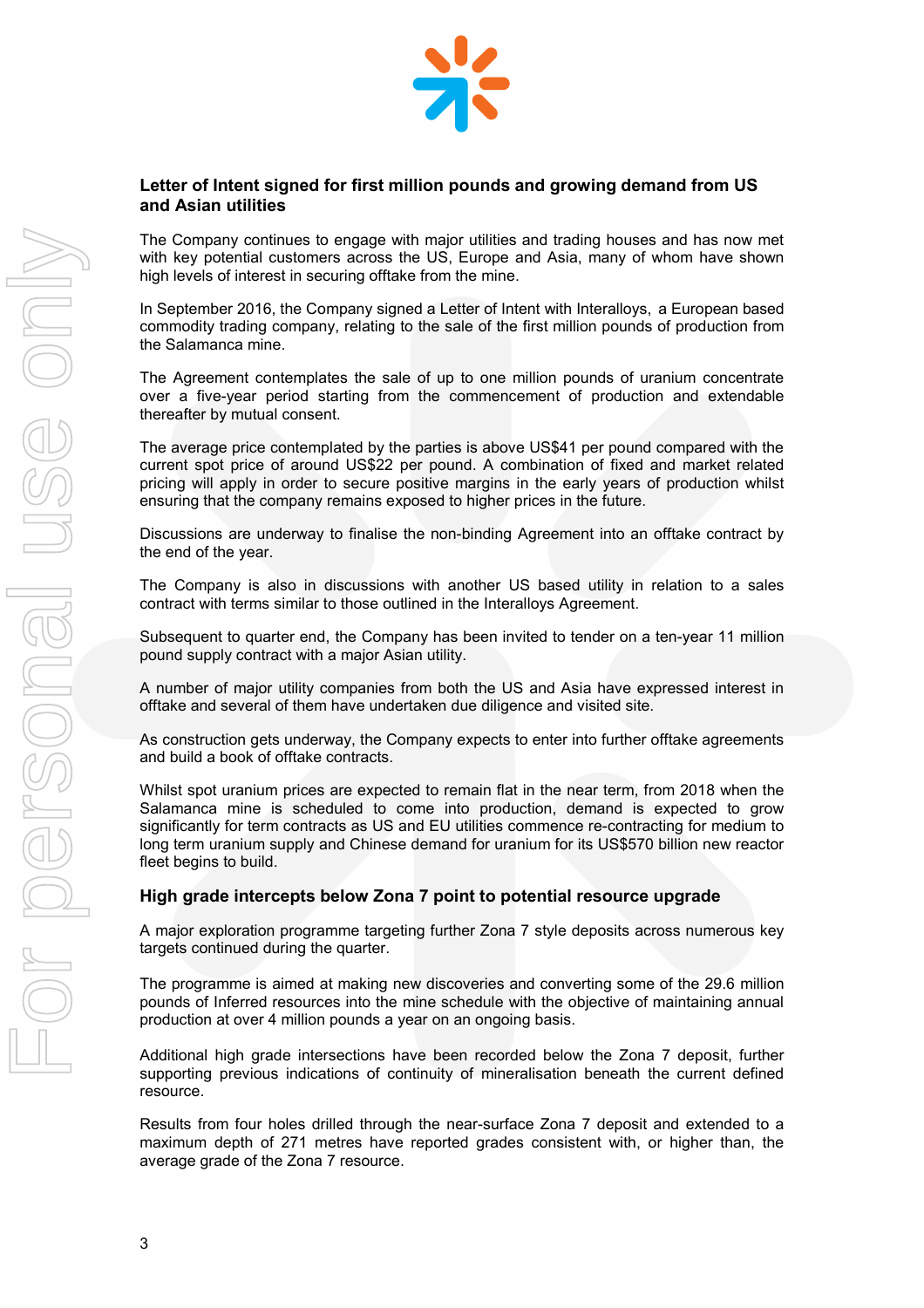## Letter of Intent signed for first million pounds and growing demand from US and Asian utilities

The Company continues to engage with major utilities and trading houses and has now met with key potential customers across the US, Europe and Asia, many of whom have shown high levels of interest in securing offtake from the mine.

In September 2016, the Company signed a Letter of Intent with Interalloys, a European based commodity trading company, relating to the sale of the first million pounds of production from the Salamanca mine.

The Agreement contemplates the sale of up to one million pounds of uranium concentrate over a five-year period starting from the commencement of production and extendable thereafter by mutual consent.

The average price contemplated by the parties is above US$41 per pound compared with the current spot price of around US$22 per pound. A combination of fixed and market related pricing will apply in order to secure positive margins in the early years of production whilst ensuring that the company remains exposed to higher prices in the future.

Discussions are underway to finalise the non-binding Agreement into an offtake contract by the end of the year.

The Company is also in discussions with another US based utility in relation to a sales contract with terms similar to those outlined in the Interalloys Agreement.

Subsequent to quarter end, the Company has been invited to tender on a ten-year 11 million pound supply contract with a major Asian utility.

A number of major utility companies from both the US and Asia have expressed interest in offtake and several of them have undertaken due diligence and visited site.

As construction gets underway, the Company expects to enter into further offtake agreements and build a book of offtake contracts.

Whilst spot uranium prices are expected to remain flat in the near term, from 2018 when the Salamanca mine is scheduled to come into production, demand is expected to grow significantly for term contracts as US and EU utilities commence re-contracting for medium to long term uranium supply and Chinese demand for uranium for its US$570 billion new reactor fleet begins to build.

## High grade intercepts below Zona 7 point to potential resource upgrade

A major exploration programme targeting further Zona 7 style deposits across numerous key targets continued during the quarter.

The programme is aimed at making new discoveries and converting some of the 29.6 million pounds of Inferred resources into the mine schedule with the objective of maintaining annual production at over 4 million pounds a year on an ongoing basis.

Additional high grade intersections have been recorded below the Zona 7 deposit, further supporting previous indications of continuity of mineralisation beneath the current defined resource.

Results from four holes drilled through the near-surface Zona 7 deposit and extended to a maximum depth of 271 metres have reported grades consistent with, or higher than, the average grade of the Zona 7 resource.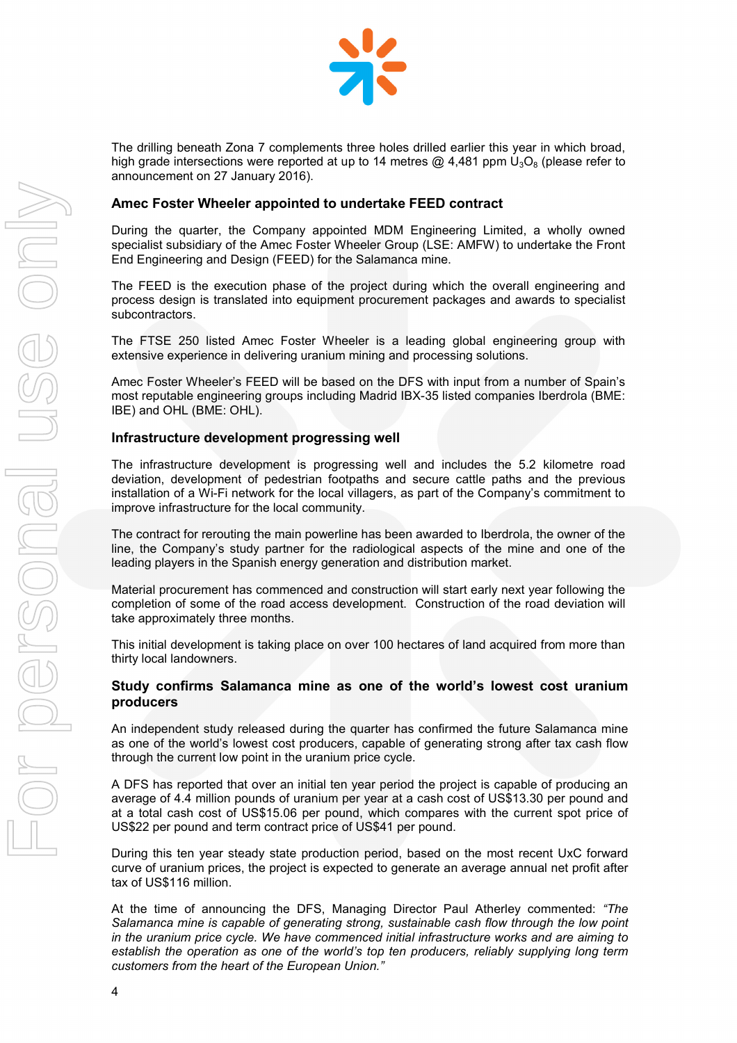The drilling beneath Zona 7 complements three holes drilled earlier this year in which broad, high grade intersections were reported at up to 14 metres @ 4,481 ppm $U_3O_8$ (please refer to announcement on 27 January 2016).

### Amec Foster Wheeler appointed to undertake FEED contract

During the quarter, the Company appointed MDM Engineering Limited, a wholly owned specialist subsidiary of the Amec Foster Wheeler Group (LSE: AMFW) to undertake the Front End Engineering and Design (FEED) for the Salamanca mine.

The FEED is the execution phase of the project during which the overall engineering and process design is translated into equipment procurement packages and awards to specialist subcontractors.

The FTSE 250 listed Amec Foster Wheeler is a leading global engineering group with extensive experience in delivering uranium mining and processing solutions.

Amec Foster Wheeler's FEED will be based on the DFS with input from a number of Spain's most reputable engineering groups including Madrid IBX-35 listed companies Iberdrola (BME: IBE) and OHL (BME: OHL).

### Infrastructure development progressing well

The infrastructure development is progressing well and includes the 5.2 kilometre road deviation, development of pedestrian footpaths and secure cattle paths and the previous installation of a Wi-Fi network for the local villagers, as part of the Company's commitment to improve infrastructure for the local community.

The contract for rerouting the main powerline has been awarded to Iberdrola, the owner of the line, the Company's study partner for the radiological aspects of the mine and one of the leading players in the Spanish energy generation and distribution market.

Material procurement has commenced and construction will start early next year following the completion of some of the road access development. Construction of the road deviation will take approximately three months.

This initial development is taking place on over 100 hectares of land acquired from more than thirty local landowners.

### Study confirms Salamanca mine as one of the world's lowest cost uranium producers

An independent study released during the quarter has confirmed the future Salamanca mine as one of the world's lowest cost producers, capable of generating strong after tax cash flow through the current low point in the uranium price cycle.

A DFS has reported that over an initial ten year period the project is capable of producing an average of 4.4 million pounds of uranium per year at a cash cost of US$13.30 per pound and at a total cash cost of US$15.06 per pound, which compares with the current spot price of US$22 per pound and term contract price of US$41 per pound.

During this ten year steady state production period, based on the most recent UxC forward curve of uranium prices, the project is expected to generate an average annual net profit after tax of US$116 million.

At the time of announcing the DFS, Managing Director Paul Atherley commented: *"The Salamanca mine is capable of generating strong, sustainable cash flow through the low point in the uranium price cycle. We have commenced initial infrastructure works and are aiming to establish the operation as one of the world's top ten producers, reliably supplying long term customers from the heart of the European Union."*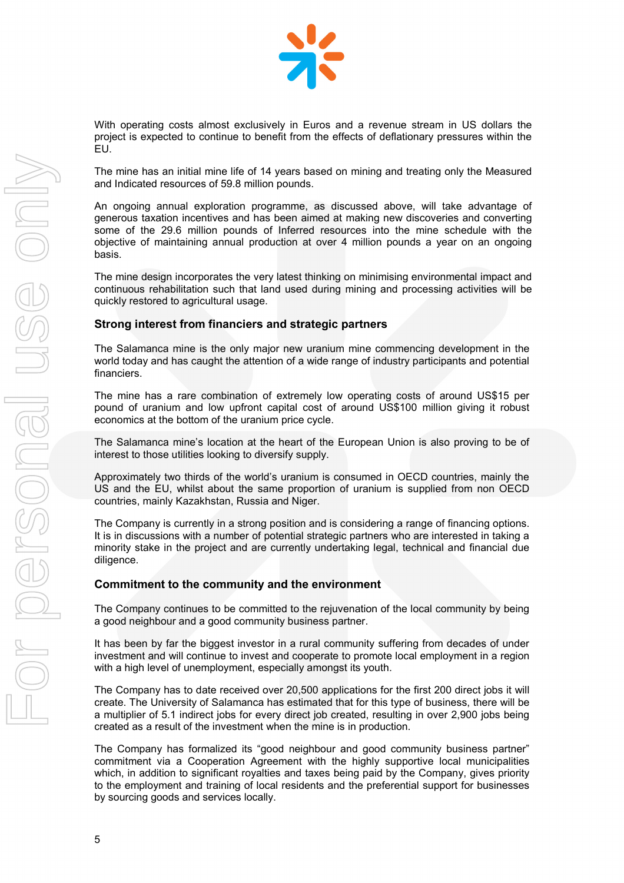With operating costs almost exclusively in Euros and a revenue stream in US dollars the project is expected to continue to benefit from the effects of deflationary pressures within the EU.

The mine has an initial mine life of 14 years based on mining and treating only the Measured and Indicated resources of 59.8 million pounds.

An ongoing annual exploration programme, as discussed above, will take advantage of generous taxation incentives and has been aimed at making new discoveries and converting some of the 29.6 million pounds of Inferred resources into the mine schedule with the objective of maintaining annual production at over 4 million pounds a year on an ongoing basis.

The mine design incorporates the very latest thinking on minimising environmental impact and continuous rehabilitation such that land used during mining and processing activities will be quickly restored to agricultural usage.

### Strong interest from financiers and strategic partners

The Salamanca mine is the only major new uranium mine commencing development in the world today and has caught the attention of a wide range of industry participants and potential financiers.

The mine has a rare combination of extremely low operating costs of around US$15 per pound of uranium and low upfront capital cost of around US$100 million giving it robust economics at the bottom of the uranium price cycle.

The Salamanca mine's location at the heart of the European Union is also proving to be of interest to those utilities looking to diversify supply.

Approximately two thirds of the world's uranium is consumed in OECD countries, mainly the US and the EU, whilst about the same proportion of uranium is supplied from non OECD countries, mainly Kazakhstan, Russia and Niger.

The Company is currently in a strong position and is considering a range of financing options. It is in discussions with a number of potential strategic partners who are interested in taking a minority stake in the project and are currently undertaking legal, technical and financial due diligence.

### Commitment to the community and the environment

The Company continues to be committed to the rejuvenation of the local community by being a good neighbour and a good community business partner.

It has been by far the biggest investor in a rural community suffering from decades of under investment and will continue to invest and cooperate to promote local employment in a region with a high level of unemployment, especially amongst its youth.

The Company has to date received over 20,500 applications for the first 200 direct jobs it will create. The University of Salamanca has estimated that for this type of business, there will be a multiplier of 5.1 indirect jobs for every direct job created, resulting in over 2,900 jobs being created as a result of the investment when the mine is in production.

The Company has formalized its "good neighbour and good community business partner" commitment via a Cooperation Agreement with the highly supportive local municipalities which, in addition to significant royalties and taxes being paid by the Company, gives priority to the employment and training of local residents and the preferential support for businesses by sourcing goods and services locally.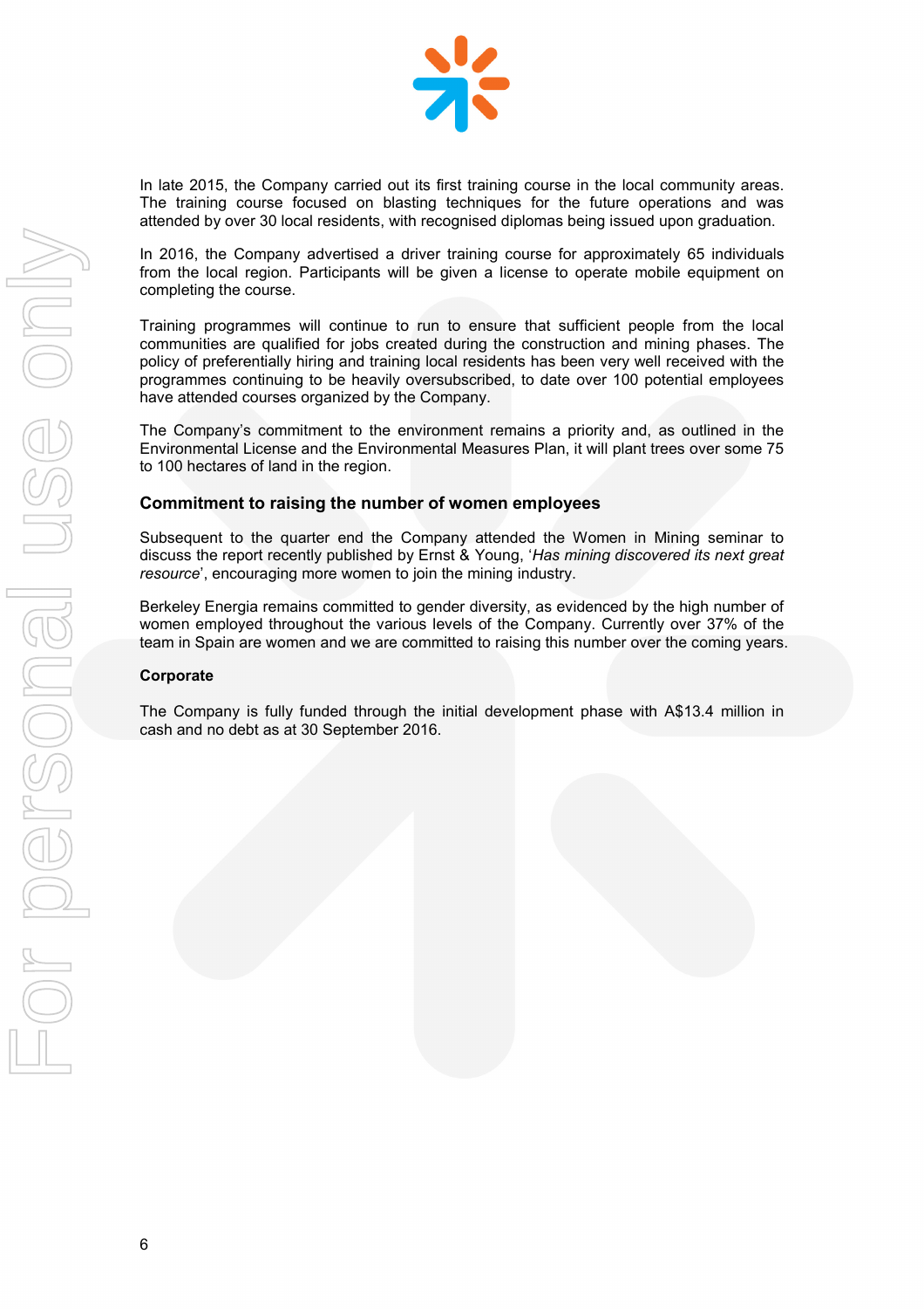In late 2015, the Company carried out its first training course in the local community areas. The training course focused on blasting techniques for the future operations and was attended by over 30 local residents, with recognised diplomas being issued upon graduation.

In 2016, the Company advertised a driver training course for approximately 65 individuals from the local region. Participants will be given a license to operate mobile equipment on completing the course.

Training programmes will continue to run to ensure that sufficient people from the local communities are qualified for jobs created during the construction and mining phases. The policy of preferentially hiring and training local residents has been very well received with the programmes continuing to be heavily oversubscribed, to date over 100 potential employees have attended courses organized by the Company.

The Company's commitment to the environment remains a priority and, as outlined in the Environmental License and the Environmental Measures Plan, it will plant trees over some 75 to 100 hectares of land in the region.

### Commitment to raising the number of women employees

Subsequent to the quarter end the Company attended the Women in Mining seminar to discuss the report recently published by Ernst & Young, '*Has mining discovered its next great resource*', encouraging more women to join the mining industry.

Berkeley Energia remains committed to gender diversity, as evidenced by the high number of women employed throughout the various levels of the Company. Currently over 37% of the team in Spain are women and we are committed to raising this number over the coming years.

#### Corporate

The Company is fully funded through the initial development phase with A$13.4 million in cash and no debt as at 30 September 2016.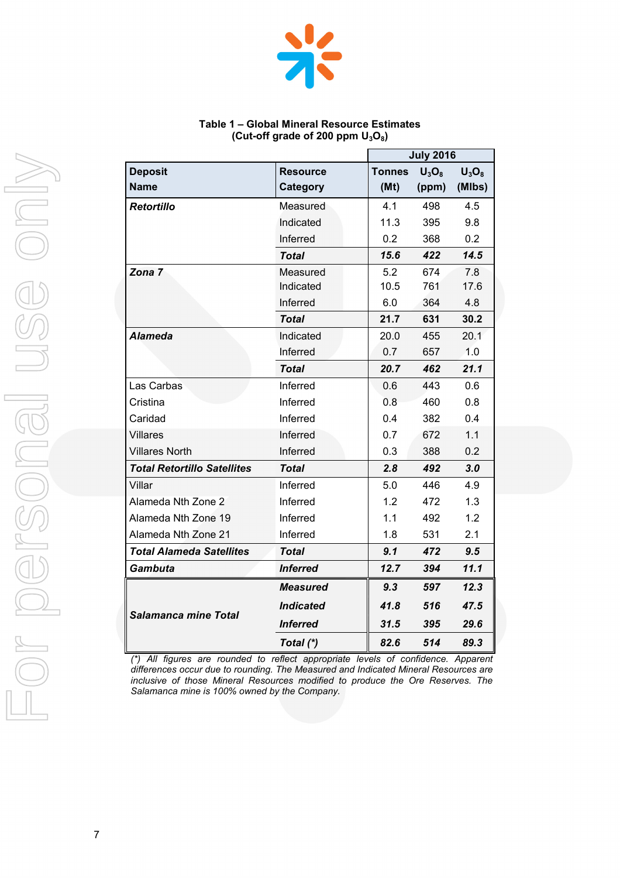**Table 1 – Global Mineral Resource Estimates**
**(Cut-off grade of 200 ppm $U_3O_8$)**

| Deposit Name | Resource Category | July 2016 | | |
|---|---|---|---|---|
| | | Tonnes (Mt) | $U_3O_8$ (ppm) | $U_3O_8$ (Mlbs) |
| ***Retortillo*** | Measured | 4.1 | 498 | 4.5 |
| | Indicated | 11.3 | 395 | 9.8 |
| | Inferred | 0.2 | 368 | 0.2 |
| | ***Total*** | ***15.6*** | ***422*** | ***14.5*** |
| ***Zona 7*** | Measured | 5.2 | 674 | 7.8 |
| | Indicated | 10.5 | 761 | 17.6 |
| | Inferred | 6.0 | 364 | 4.8 |
| | ***Total*** | **21.7** | **631** | **30.2** |
| ***Alameda*** | Indicated | 20.0 | 455 | 20.1 |
| | Inferred | 0.7 | 657 | 1.0 |
| | ***Total*** | ***20.7*** | ***462*** | ***21.1*** |
| Las Carbas | Inferred | 0.6 | 443 | 0.6 |
| Cristina | Inferred | 0.8 | 460 | 0.8 |
| Caridad | Inferred | 0.4 | 382 | 0.4 |
| Villares | Inferred | 0.7 | 672 | 1.1 |
| Villares North | Inferred | 0.3 | 388 | 0.2 |
| ***Total Retortillo Satellites*** | ***Total*** | ***2.8*** | ***492*** | ***3.0*** |
| Villar | Inferred | 5.0 | 446 | 4.9 |
| Alameda Nth Zone 2 | Inferred | 1.2 | 472 | 1.3 |
| Alameda Nth Zone 19 | Inferred | 1.1 | 492 | 1.2 |
| Alameda Nth Zone 21 | Inferred | 1.8 | 531 | 2.1 |
| ***Total Alameda Satellites*** | ***Total*** | ***9.1*** | ***472*** | ***9.5*** |
| ***Gambuta*** | ***Inferred*** | ***12.7*** | ***394*** | ***11.1*** |
| ***Salamanca mine Total*** | ***Measured*** | ***9.3*** | ***597*** | ***12.3*** |
| | ***Indicated*** | ***41.8*** | ***516*** | ***47.5*** |
| | ***Inferred*** | ***31.5*** | ***395*** | ***29.6*** |
| | ***Total (*)*** | ***82.6*** | ***514*** | ***89.3*** |

*(*) All figures are rounded to reflect appropriate levels of confidence. Apparent differences occur due to rounding. The Measured and Indicated Mineral Resources are inclusive of those Mineral Resources modified to produce the Ore Reserves. The Salamanca mine is 100% owned by the Company.*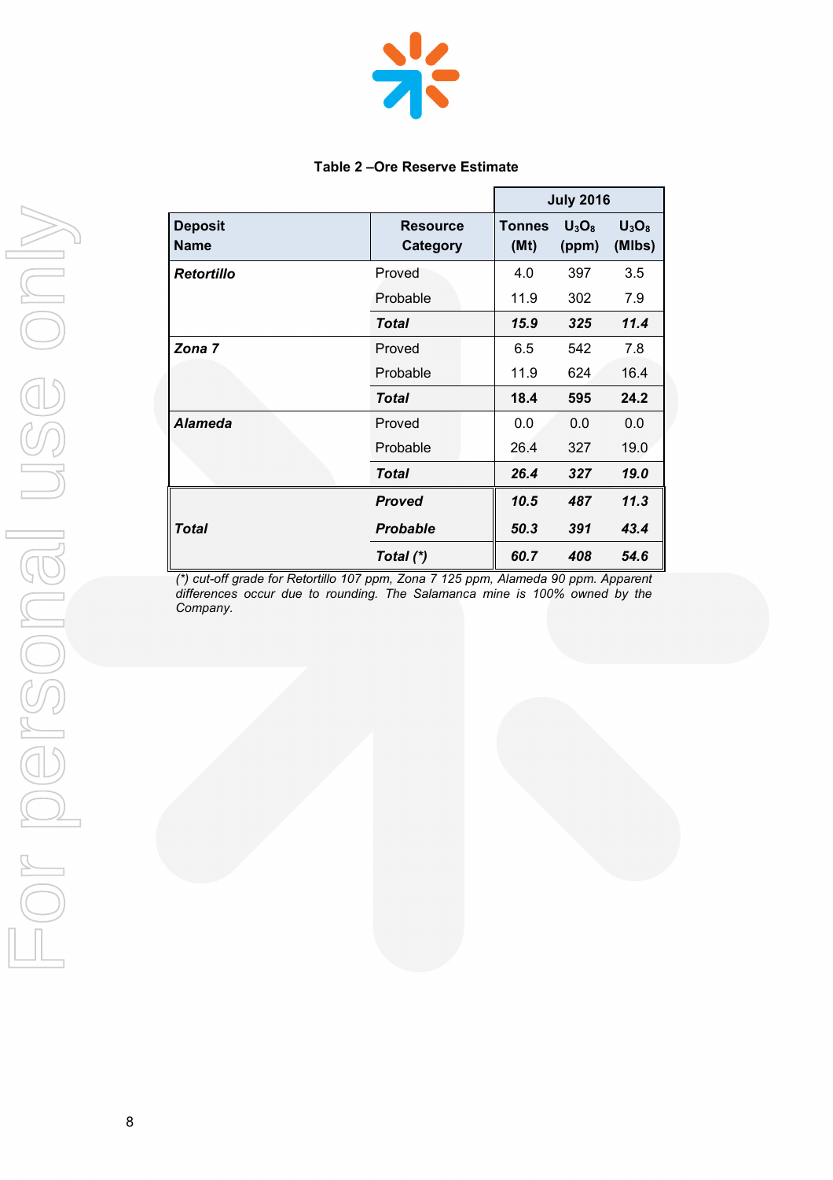**Table 2 –Ore Reserve Estimate**

| Deposit Name | Resource Category | July 2016 | | |
|---|---|---|---|---|
| | | Tonnes (Mt) | $U_3O_8$ (ppm) | $U_3O_8$ (Mlbs) |
| ***Retortillo*** | Proved | 4.0 | 397 | 3.5 |
| | Probable | 11.9 | 302 | 7.9 |
| | ***Total*** | ***15.9*** | ***325*** | ***11.4*** |
| ***Zona 7*** | Proved | 6.5 | 542 | 7.8 |
| | Probable | 11.9 | 624 | 16.4 |
| | ***Total*** | **18.4** | **595** | **24.2** |
| ***Alameda*** | Proved | 0.0 | 0.0 | 0.0 |
| | Probable | 26.4 | 327 | 19.0 |
| | ***Total*** | ***26.4*** | ***327*** | ***19.0*** |
| ***Total*** | ***Proved*** | ***10.5*** | ***487*** | ***11.3*** |
| | ***Probable*** | ***50.3*** | ***391*** | ***43.4*** |
| | ***Total (\*)*** | ***60.7*** | ***408*** | ***54.6*** |

*(\*) cut-off grade for Retortillo 107 ppm, Zona 7 125 ppm, Alameda 90 ppm. Apparent differences occur due to rounding. The Salamanca mine is 100% owned by the Company.*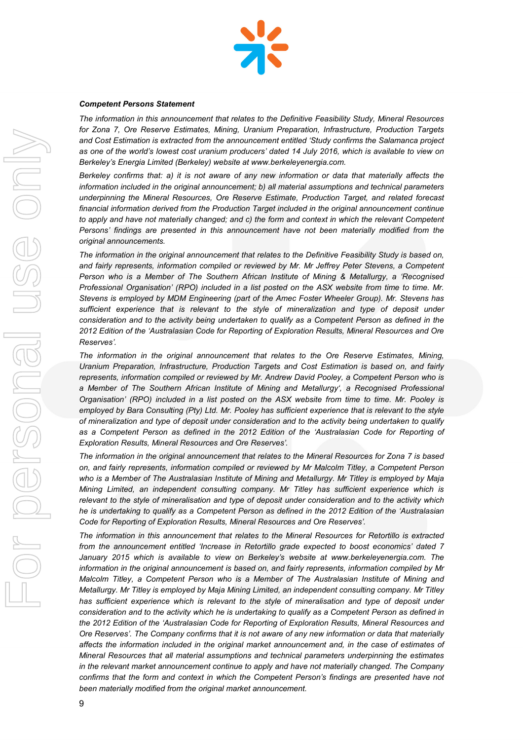***Competent Persons Statement***

*The information in this announcement that relates to the Definitive Feasibility Study, Mineral Resources for Zona 7, Ore Reserve Estimates, Mining, Uranium Preparation, Infrastructure, Production Targets and Cost Estimation is extracted from the announcement entitled 'Study confirms the Salamanca project as one of the world's lowest cost uranium producers' dated 14 July 2016, which is available to view on Berkeley's Energia Limited (Berkeley) website at www.berkeleyenergia.com.*

*Berkeley confirms that: a) it is not aware of any new information or data that materially affects the information included in the original announcement; b) all material assumptions and technical parameters underpinning the Mineral Resources, Ore Reserve Estimate, Production Target, and related forecast financial information derived from the Production Target included in the original announcement continue to apply and have not materially changed; and c) the form and context in which the relevant Competent Persons' findings are presented in this announcement have not been materially modified from the original announcements.*

*The information in the original announcement that relates to the Definitive Feasibility Study is based on, and fairly represents, information compiled or reviewed by Mr. Mr Jeffrey Peter Stevens, a Competent Person who is a Member of The Southern African Institute of Mining & Metallurgy, a 'Recognised Professional Organisation' (RPO) included in a list posted on the ASX website from time to time. Mr. Stevens is employed by MDM Engineering (part of the Amec Foster Wheeler Group). Mr. Stevens has sufficient experience that is relevant to the style of mineralization and type of deposit under consideration and to the activity being undertaken to qualify as a Competent Person as defined in the 2012 Edition of the 'Australasian Code for Reporting of Exploration Results, Mineral Resources and Ore Reserves'.*

*The information in the original announcement that relates to the Ore Reserve Estimates, Mining, Uranium Preparation, Infrastructure, Production Targets and Cost Estimation is based on, and fairly represents, information compiled or reviewed by Mr. Andrew David Pooley, a Competent Person who is a Member of The Southern African Institute of Mining and Metallurgy', a Recognised Professional Organisation' (RPO) included in a list posted on the ASX website from time to time. Mr. Pooley is employed by Bara Consulting (Pty) Ltd. Mr. Pooley has sufficient experience that is relevant to the style of mineralization and type of deposit under consideration and to the activity being undertaken to qualify as a Competent Person as defined in the 2012 Edition of the 'Australasian Code for Reporting of Exploration Results, Mineral Resources and Ore Reserves'.*

*The information in the original announcement that relates to the Mineral Resources for Zona 7 is based on, and fairly represents, information compiled or reviewed by Mr Malcolm Titley, a Competent Person who is a Member of The Australasian Institute of Mining and Metallurgy. Mr Titley is employed by Maja Mining Limited, an independent consulting company. Mr Titley has sufficient experience which is relevant to the style of mineralisation and type of deposit under consideration and to the activity which he is undertaking to qualify as a Competent Person as defined in the 2012 Edition of the 'Australasian Code for Reporting of Exploration Results, Mineral Resources and Ore Reserves'.*

*The information in this announcement that relates to the Mineral Resources for Retortillo is extracted from the announcement entitled 'Increase in Retortillo grade expected to boost economics' dated 7 January 2015 which is available to view on Berkeley's website at www.berkeleyenergia.com. The information in the original announcement is based on, and fairly represents, information compiled by Mr Malcolm Titley, a Competent Person who is a Member of The Australasian Institute of Mining and Metallurgy. Mr Titley is employed by Maja Mining Limited, an independent consulting company. Mr Titley has sufficient experience which is relevant to the style of mineralisation and type of deposit under consideration and to the activity which he is undertaking to qualify as a Competent Person as defined in the 2012 Edition of the 'Australasian Code for Reporting of Exploration Results, Mineral Resources and Ore Reserves'. The Company confirms that it is not aware of any new information or data that materially affects the information included in the original market announcement and, in the case of estimates of Mineral Resources that all material assumptions and technical parameters underpinning the estimates in the relevant market announcement continue to apply and have not materially changed. The Company confirms that the form and context in which the Competent Person's findings are presented have not been materially modified from the original market announcement.*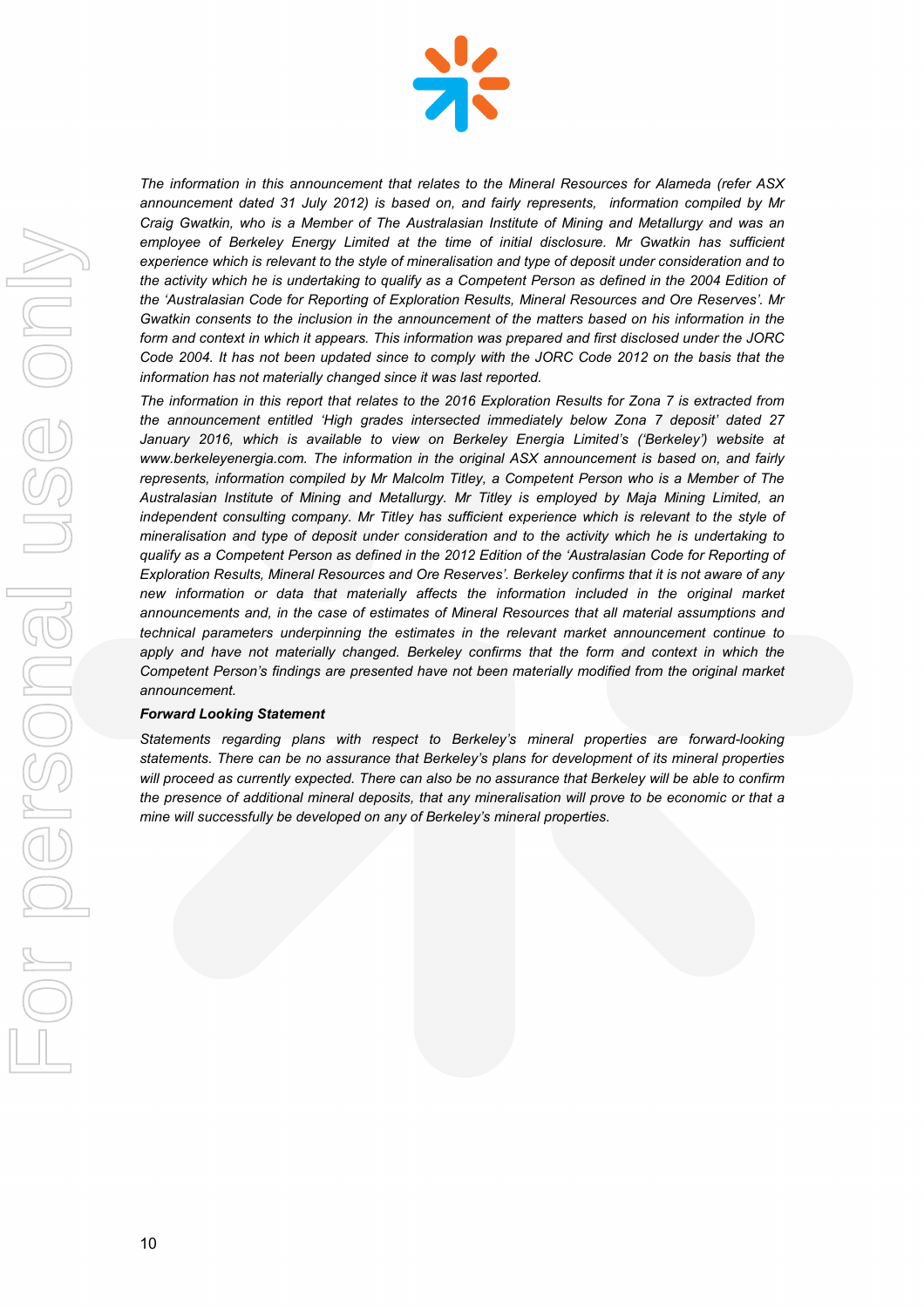*The information in this announcement that relates to the Mineral Resources for Alameda (refer ASX announcement dated 31 July 2012) is based on, and fairly represents, information compiled by Mr Craig Gwatkin, who is a Member of The Australasian Institute of Mining and Metallurgy and was an employee of Berkeley Energy Limited at the time of initial disclosure. Mr Gwatkin has sufficient experience which is relevant to the style of mineralisation and type of deposit under consideration and to the activity which he is undertaking to qualify as a Competent Person as defined in the 2004 Edition of the 'Australasian Code for Reporting of Exploration Results, Mineral Resources and Ore Reserves'. Mr Gwatkin consents to the inclusion in the announcement of the matters based on his information in the form and context in which it appears. This information was prepared and first disclosed under the JORC Code 2004. It has not been updated since to comply with the JORC Code 2012 on the basis that the information has not materially changed since it was last reported.*

*The information in this report that relates to the 2016 Exploration Results for Zona 7 is extracted from the announcement entitled 'High grades intersected immediately below Zona 7 deposit' dated 27 January 2016, which is available to view on Berkeley Energia Limited's ('Berkeley') website at www.berkeleyenergia.com. The information in the original ASX announcement is based on, and fairly represents, information compiled by Mr Malcolm Titley, a Competent Person who is a Member of The Australasian Institute of Mining and Metallurgy. Mr Titley is employed by Maja Mining Limited, an independent consulting company. Mr Titley has sufficient experience which is relevant to the style of mineralisation and type of deposit under consideration and to the activity which he is undertaking to qualify as a Competent Person as defined in the 2012 Edition of the 'Australasian Code for Reporting of Exploration Results, Mineral Resources and Ore Reserves'. Berkeley confirms that it is not aware of any new information or data that materially affects the information included in the original market announcements and, in the case of estimates of Mineral Resources that all material assumptions and technical parameters underpinning the estimates in the relevant market announcement continue to apply and have not materially changed. Berkeley confirms that the form and context in which the Competent Person's findings are presented have not been materially modified from the original market announcement.*

***Forward Looking Statement***

*Statements regarding plans with respect to Berkeley's mineral properties are forward-looking statements. There can be no assurance that Berkeley's plans for development of its mineral properties will proceed as currently expected. There can also be no assurance that Berkeley will be able to confirm the presence of additional mineral deposits, that any mineralisation will prove to be economic or that a mine will successfully be developed on any of Berkeley's mineral properties.*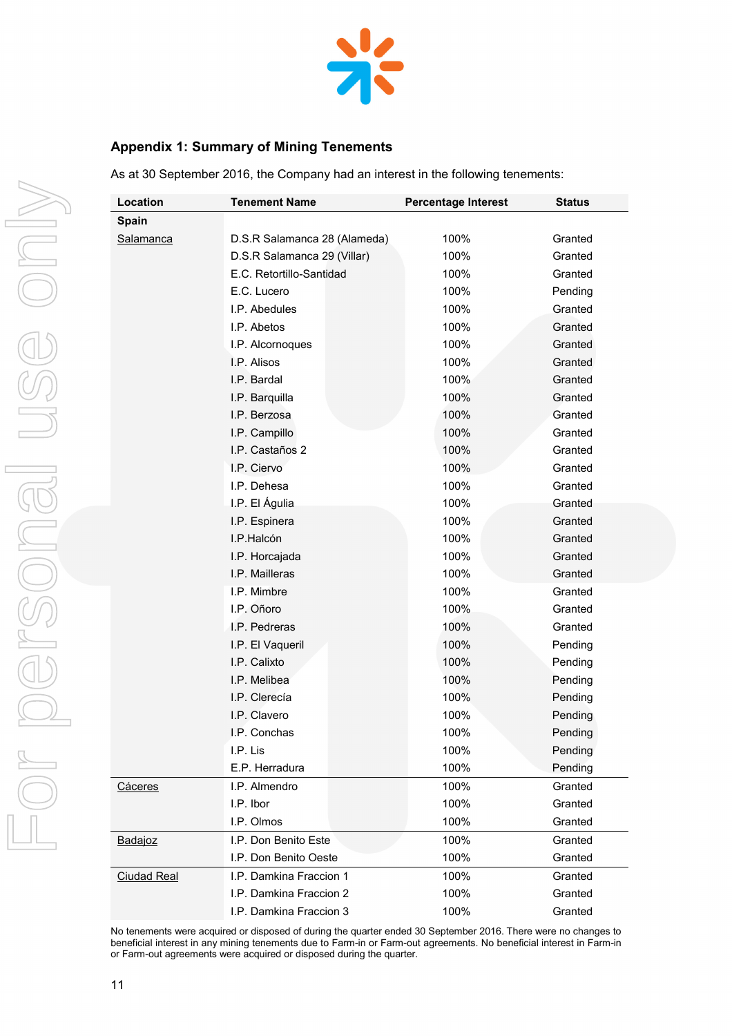## Appendix 1: Summary of Mining Tenements

As at 30 September 2016, the Company had an interest in the following tenements:

| Location | Tenement Name | Percentage Interest | Status |
|---|---|---|---|
| **Spain** | | | |
| Salamanca | D.S.R Salamanca 28 (Alameda) | 100% | Granted |
| | D.S.R Salamanca 29 (Villar) | 100% | Granted |
| | E.C. Retortillo-Santidad | 100% | Granted |
| | E.C. Lucero | 100% | Pending |
| | I.P. Abedules | 100% | Granted |
| | I.P. Abetos | 100% | Granted |
| | I.P. Alcornoques | 100% | Granted |
| | I.P. Alisos | 100% | Granted |
| | I.P. Bardal | 100% | Granted |
| | I.P. Barquilla | 100% | Granted |
| | I.P. Berzosa | 100% | Granted |
| | I.P. Campillo | 100% | Granted |
| | I.P. Castaños 2 | 100% | Granted |
| | I.P. Ciervo | 100% | Granted |
| | I.P. Dehesa | 100% | Granted |
| | I.P. El Águlia | 100% | Granted |
| | I.P. Espinera | 100% | Granted |
| | I.P.Halcón | 100% | Granted |
| | I.P. Horcajada | 100% | Granted |
| | I.P. Mailleras | 100% | Granted |
| | I.P. Mimbre | 100% | Granted |
| | I.P. Oñoro | 100% | Granted |
| | I.P. Pedreras | 100% | Granted |
| | I.P. El Vaqueril | 100% | Pending |
| | I.P. Calixto | 100% | Pending |
| | I.P. Melibea | 100% | Pending |
| | I.P. Clerecía | 100% | Pending |
| | I.P. Clavero | 100% | Pending |
| | I.P. Conchas | 100% | Pending |
| | I.P. Lis | 100% | Pending |
| | E.P. Herradura | 100% | Pending |
| Cáceres | I.P. Almendro | 100% | Granted |
| | I.P. Ibor | 100% | Granted |
| | I.P. Olmos | 100% | Granted |
| Badajoz | I.P. Don Benito Este | 100% | Granted |
| | I.P. Don Benito Oeste | 100% | Granted |
| Ciudad Real | I.P. Damkina Fraccion 1 | 100% | Granted |
| | I.P. Damkina Fraccion 2 | 100% | Granted |
| | I.P. Damkina Fraccion 3 | 100% | Granted |

No tenements were acquired or disposed of during the quarter ended 30 September 2016. There were no changes to beneficial interest in any mining tenements due to Farm-in or Farm-out agreements. No beneficial interest in Farm-in or Farm-out agreements were acquired or disposed during the quarter.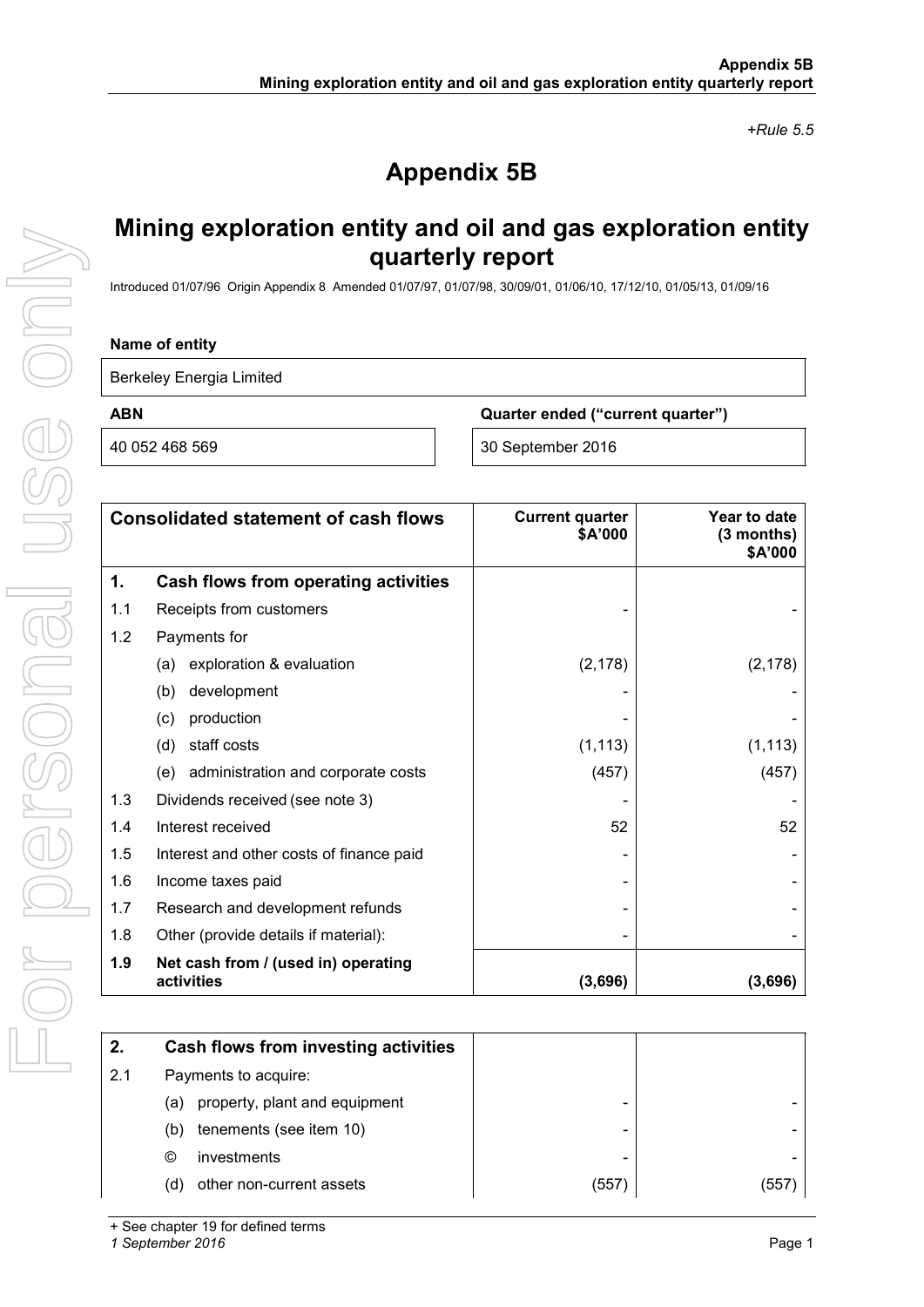*+Rule 5.5*

# Appendix 5B

## Mining exploration entity and oil and gas exploration entity quarterly report

Introduced 01/07/96 Origin Appendix 8 Amended 01/07/97, 01/07/98, 30/09/01, 01/06/10, 17/12/10, 01/05/13, 01/09/16

**Name of entity**

| Berkeley Energia Limited |
|---|

| **ABN** | **Quarter ended ("current quarter")** |
|---|---|
| 40 052 468 569 | 30 September 2016 |

| | **Consolidated statement of cash flows** | **Current quarter $A'000** | **Year to date (3 months) $A'000** |
|---|---|---|---|
| **1.** | **Cash flows from operating activities** | | |
| 1.1 | Receipts from customers | - | - |
| 1.2 | Payments for | | |
| | (a) exploration & evaluation | (2,178) | (2,178) |
| | (b) development | - | - |
| | (c) production | - | - |
| | (d) staff costs | (1,113) | (1,113) |
| | (e) administration and corporate costs | (457) | (457) |
| 1.3 | Dividends received (see note 3) | - | - |
| 1.4 | Interest received | 52 | 52 |
| 1.5 | Interest and other costs of finance paid | - | - |
| 1.6 | Income taxes paid | - | - |
| 1.7 | Research and development refunds | - | - |
| 1.8 | Other (provide details if material): | - | - |
| **1.9** | **Net cash from / (used in) operating activities** | **(3,696)** | **(3,696)** |

| **2.** | **Cash flows from investing activities** | | |
|---|---|---|---|
| 2.1 | Payments to acquire: | | |
| | (a) property, plant and equipment | - | - |
| | (b) tenements (see item 10) | - | - |
| | © investments | - | - |
| | (d) other non-current assets | (557) | (557) |

+ See chapter 19 for defined terms
*1 September 2016*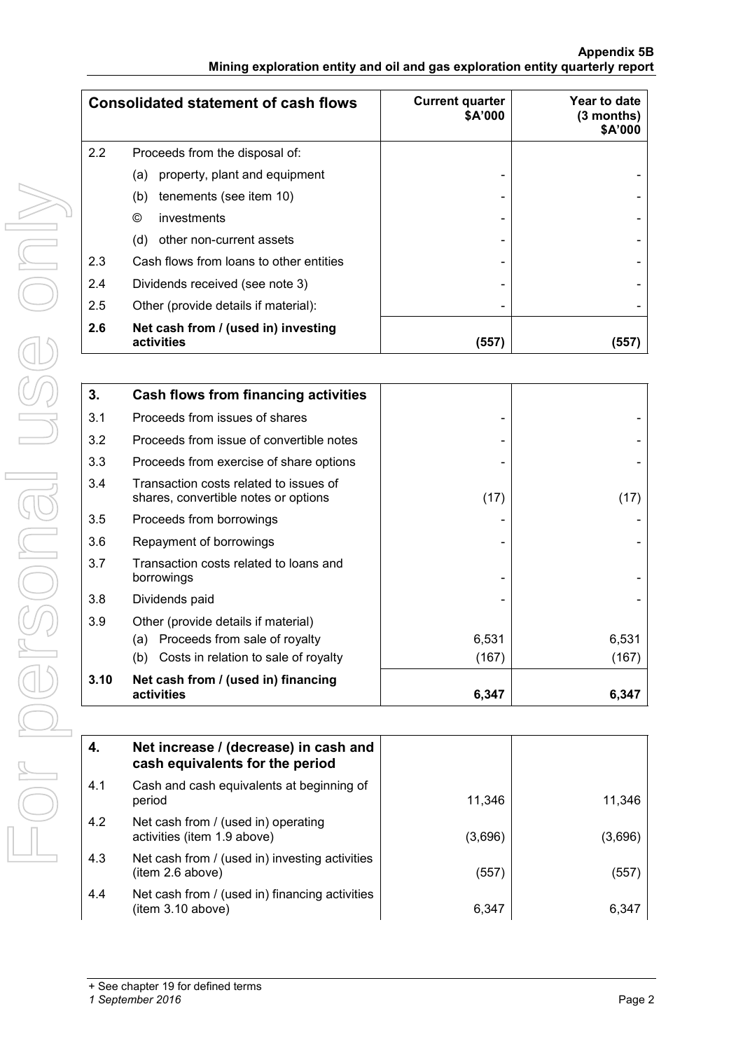| Consolidated statement of cash flows | | Current quarter $A'000 | Year to date (3 months) $A'000 |
|---|---|---|---|
| 2.2 | Proceeds from the disposal of: | | |
| | (a) property, plant and equipment | - | - |
| | (b) tenements (see item 10) | - | - |
| | © investments | - | - |
| | (d) other non-current assets | - | - |
| 2.3 | Cash flows from loans to other entities | - | - |
| 2.4 | Dividends received (see note 3) | - | - |
| 2.5 | Other (provide details if material): | - | - |
| **2.6** | **Net cash from / (used in) investing activities** | **(557)** | **(557)** |

| 3. | Cash flows from financing activities | | |
|---|---|---|---|
| 3.1 | Proceeds from issues of shares | - | - |
| 3.2 | Proceeds from issue of convertible notes | - | - |
| 3.3 | Proceeds from exercise of share options | - | - |
| 3.4 | Transaction costs related to issues of shares, convertible notes or options | (17) | (17) |
| 3.5 | Proceeds from borrowings | - | - |
| 3.6 | Repayment of borrowings | - | - |
| 3.7 | Transaction costs related to loans and borrowings | - | - |
| 3.8 | Dividends paid | - | - |
| 3.9 | Other (provide details if material) | | |
| | (a) Proceeds from sale of royalty | 6,531 | 6,531 |
| | (b) Costs in relation to sale of royalty | (167) | (167) |
| **3.10** | **Net cash from / (used in) financing activities** | **6,347** | **6,347** |

| 4. | Net increase / (decrease) in cash and cash equivalents for the period | | |
|---|---|---|---|
| 4.1 | Cash and cash equivalents at beginning of period | 11,346 | 11,346 |
| 4.2 | Net cash from / (used in) operating activities (item 1.9 above) | (3,696) | (3,696) |
| 4.3 | Net cash from / (used in) investing activities (item 2.6 above) | (557) | (557) |
| 4.4 | Net cash from / (used in) financing activities (item 3.10 above) | 6,347 | 6,347 |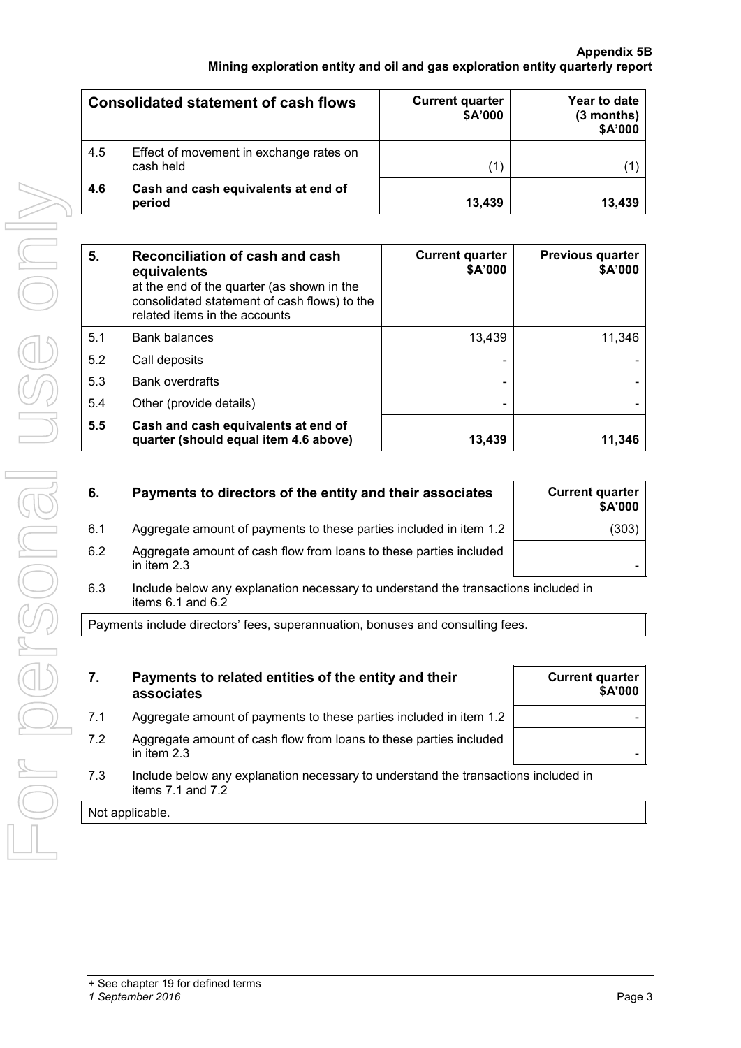| Consolidated statement of cash flows | | Current quarter $A'000 | Year to date (3 months) $A'000 |
|---|---|---|---|
| 4.5 | Effect of movement in exchange rates on cash held | (1) | (1) |
| **4.6** | **Cash and cash equivalents at end of period** | **13,439** | **13,439** |

| 5. | Reconciliation of cash and cash equivalents at the end of the quarter (as shown in the consolidated statement of cash flows) to the related items in the accounts | Current quarter $A'000 | Previous quarter $A'000 |
|---|---|---|---|
| 5.1 | Bank balances | 13,439 | 11,346 |
| 5.2 | Call deposits | - | - |
| 5.3 | Bank overdrafts | - | - |
| 5.4 | Other (provide details) | - | - |
| **5.5** | **Cash and cash equivalents at end of quarter (should equal item 4.6 above)** | **13,439** | **11,346** |

| 6. | Payments to directors of the entity and their associates | Current quarter $A'000 |
|---|---|---|
| 6.1 | Aggregate amount of payments to these parties included in item 1.2 | (303) |
| 6.2 | Aggregate amount of cash flow from loans to these parties included in item 2.3 | - |

6.3 Include below any explanation necessary to understand the transactions included in items 6.1 and 6.2

Payments include directors' fees, superannuation, bonuses and consulting fees.

| 7. | Payments to related entities of the entity and their associates | Current quarter $A'000 |
|---|---|---|
| 7.1 | Aggregate amount of payments to these parties included in item 1.2 | - |
| 7.2 | Aggregate amount of cash flow from loans to these parties included in item 2.3 | - |

7.3 Include below any explanation necessary to understand the transactions included in items 7.1 and 7.2

Not applicable.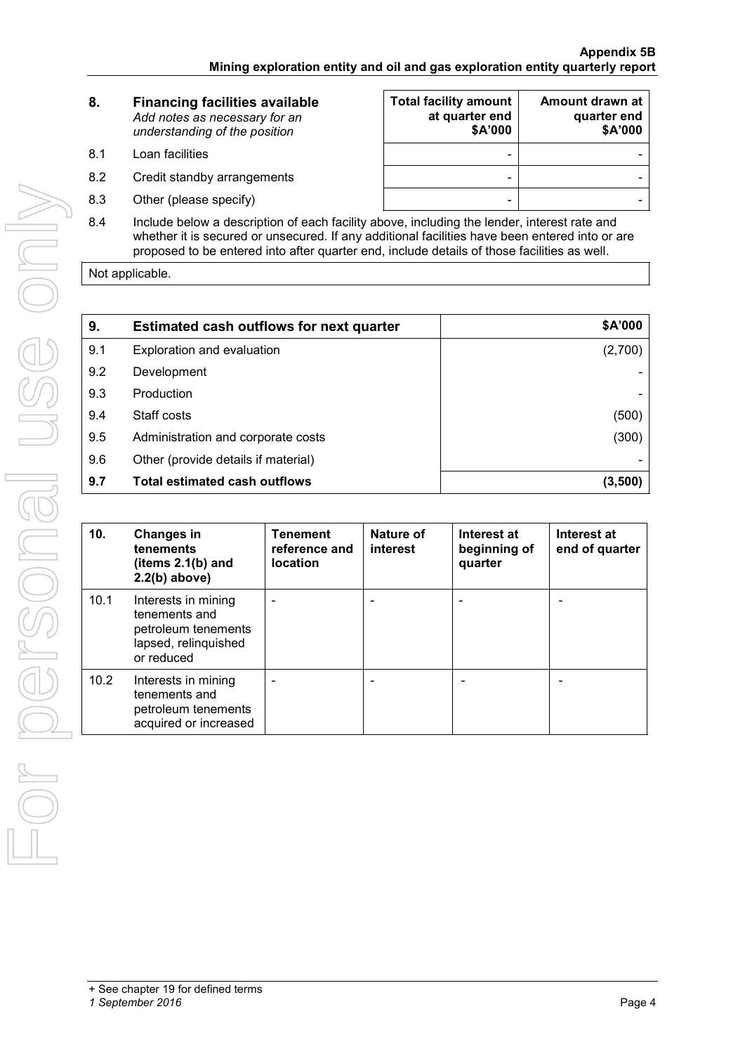| 8. | **Financing facilities available** *Add notes as necessary for an understanding of the position* | **Total facility amount at quarter end \$A'000** | **Amount drawn at quarter end \$A'000** |
|---|---|---|---|
| 8.1 | Loan facilities | - | - |
| 8.2 | Credit standby arrangements | - | - |
| 8.3 | Other (please specify) | - | - |

8.4 Include below a description of each facility above, including the lender, interest rate and whether it is secured or unsecured. If any additional facilities have been entered into or are proposed to be entered into after quarter end, include details of those facilities as well.

Not applicable.

| 9. | **Estimated cash outflows for next quarter** | **\$A'000** |
|---|---|---|
| 9.1 | Exploration and evaluation | (2,700) |
| 9.2 | Development | - |
| 9.3 | Production | - |
| 9.4 | Staff costs | (500) |
| 9.5 | Administration and corporate costs | (300) |
| 9.6 | Other (provide details if material) | - |
| **9.7** | **Total estimated cash outflows** | **(3,500)** |

| 10. | **Changes in tenements (items 2.1(b) and 2.2(b) above)** | **Tenement reference and location** | **Nature of interest** | **Interest at beginning of quarter** | **Interest at end of quarter** |
|---|---|---|---|---|---|
| 10.1 | Interests in mining tenements and petroleum tenements lapsed, relinquished or reduced | - | - | - | - |
| 10.2 | Interests in mining tenements and petroleum tenements acquired or increased | - | - | - | - |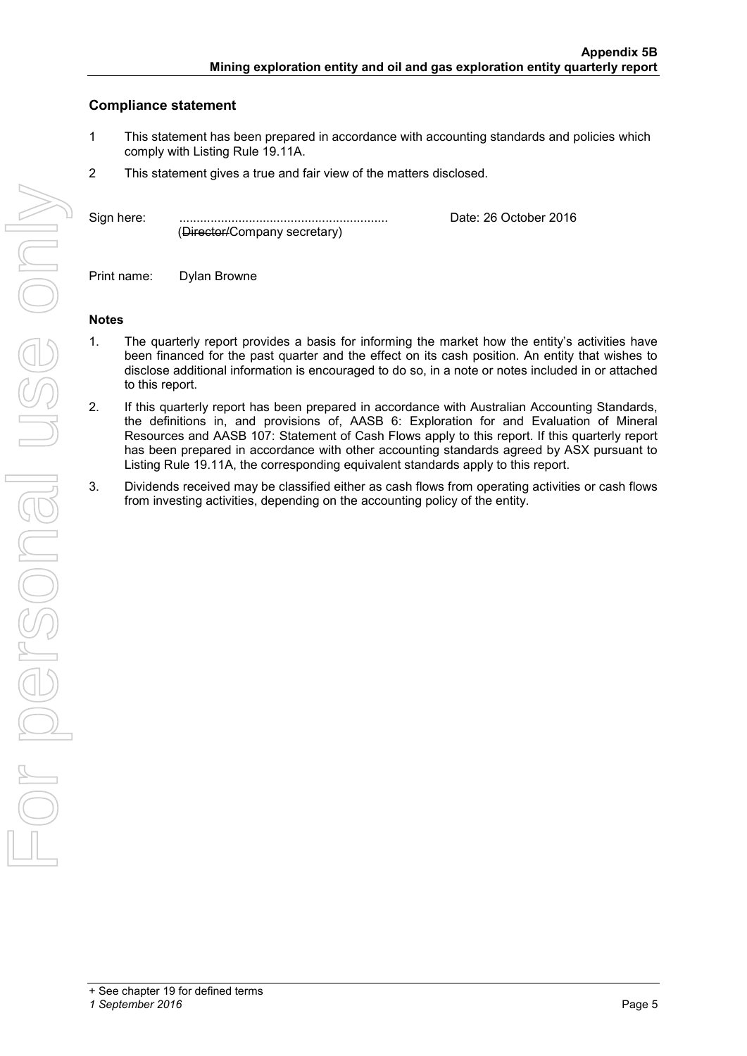## Compliance statement

1 This statement has been prepared in accordance with accounting standards and policies which comply with Listing Rule 19.11A.

2 This statement gives a true and fair view of the matters disclosed.

Sign here: ............................................................ Date: 26 October 2016
(~~Director~~/Company secretary)

Print name: Dylan Browne

### Notes

1. The quarterly report provides a basis for informing the market how the entity's activities have been financed for the past quarter and the effect on its cash position. An entity that wishes to disclose additional information is encouraged to do so, in a note or notes included in or attached to this report.
2. If this quarterly report has been prepared in accordance with Australian Accounting Standards, the definitions in, and provisions of, AASB 6: Exploration for and Evaluation of Mineral Resources and AASB 107: Statement of Cash Flows apply to this report. If this quarterly report has been prepared in accordance with other accounting standards agreed by ASX pursuant to Listing Rule 19.11A, the corresponding equivalent standards apply to this report.
3. Dividends received may be classified either as cash flows from operating activities or cash flows from investing activities, depending on the accounting policy of the entity.